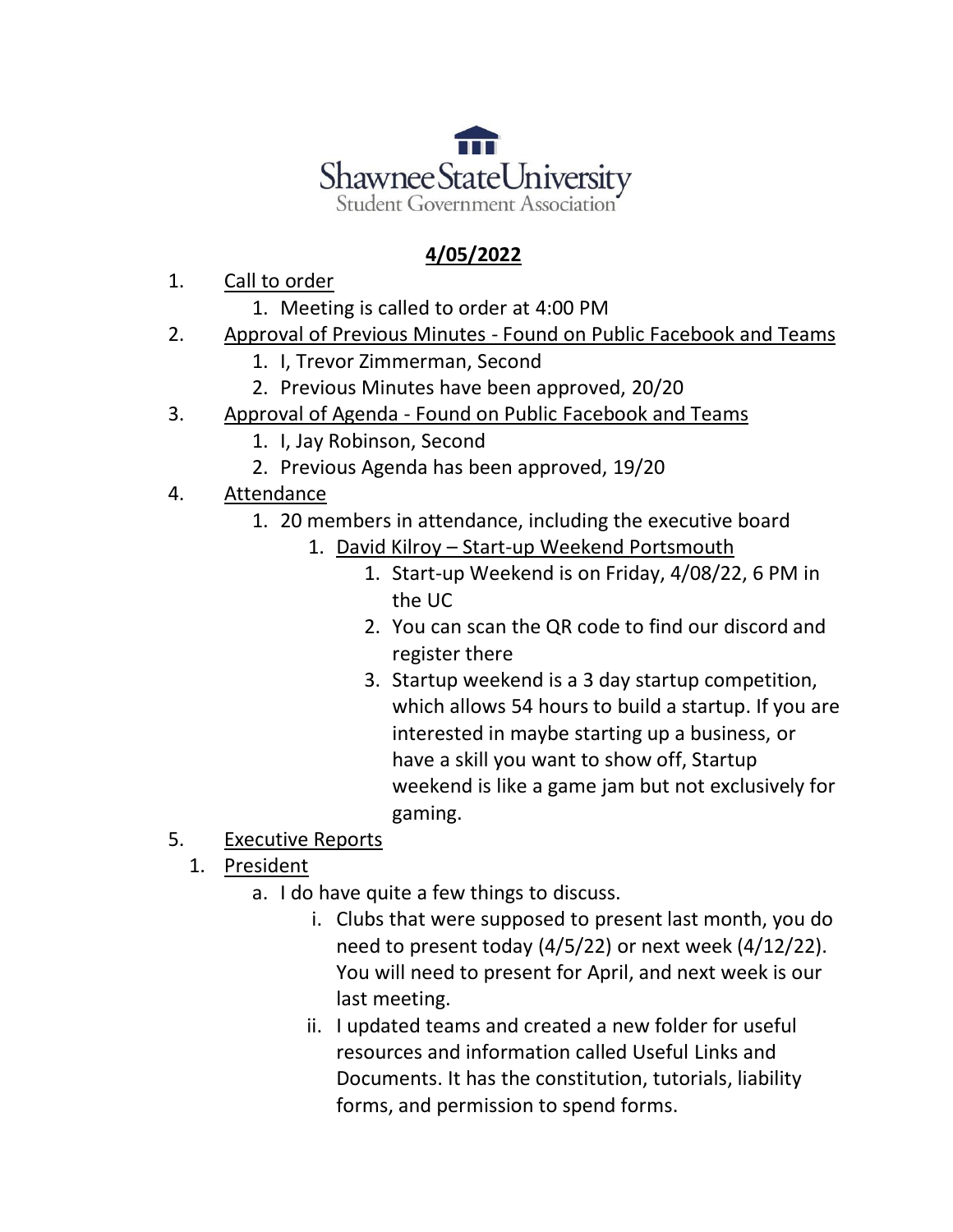Shawnee State University
Student Government Association

**4/05/2022**

1. Call to order
    1. Meeting is called to order at 4:00 PM
2. Approval of Previous Minutes - Found on Public Facebook and Teams
    1. I, Trevor Zimmerman, Second
    2. Previous Minutes have been approved, 20/20
3. Approval of Agenda - Found on Public Facebook and Teams
    1. I, Jay Robinson, Second
    2. Previous Agenda has been approved, 19/20
4. Attendance
    1. 20 members in attendance, including the executive board
        1. David Kilroy – Start-up Weekend Portsmouth
            1. Start-up Weekend is on Friday, 4/08/22, 6 PM in the UC
            2. You can scan the QR code to find our discord and register there
            3. Startup weekend is a 3 day startup competition, which allows 54 hours to build a startup. If you are interested in maybe starting up a business, or have a skill you want to show off, Startup weekend is like a game jam but not exclusively for gaming.
5. Executive Reports
    1. President
        - a. I do have quite a few things to discuss.
            - i. Clubs that were supposed to present last month, you do need to present today (4/5/22) or next week (4/12/22). You will need to present for April, and next week is our last meeting.
            - ii. I updated teams and created a new folder for useful resources and information called Useful Links and Documents. It has the constitution, tutorials, liability forms, and permission to spend forms.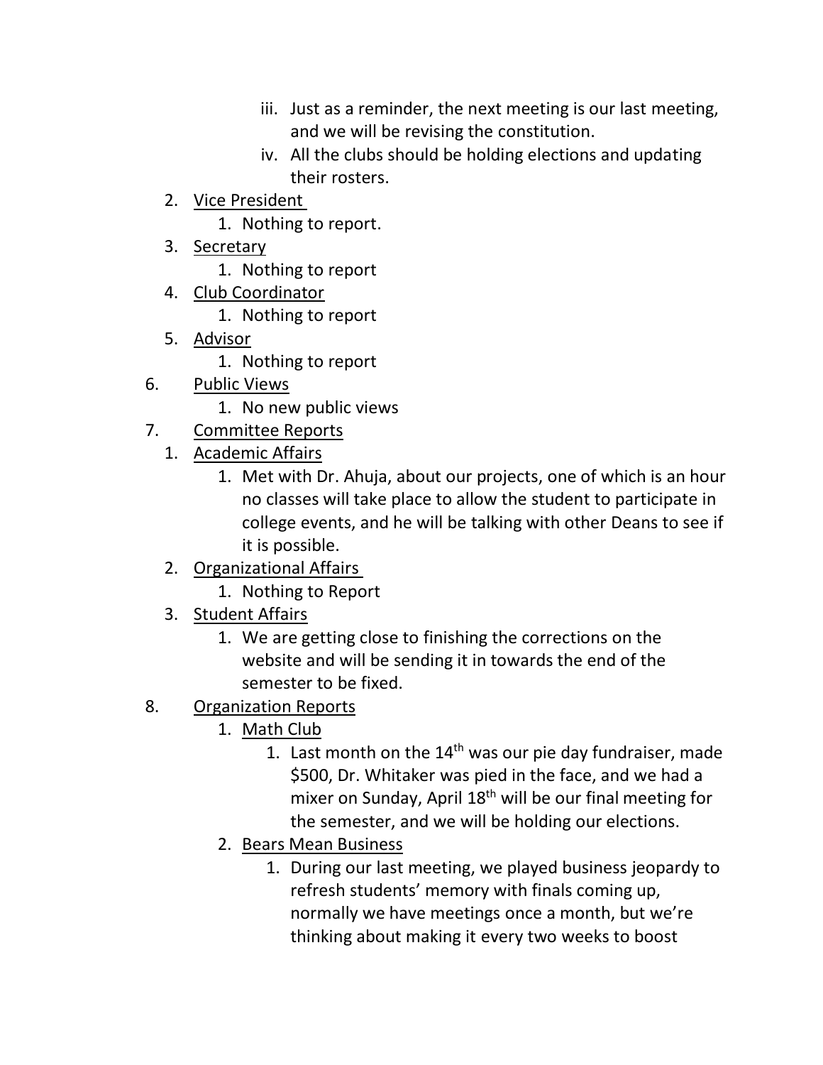iii. Just as a reminder, the next meeting is our last meeting, and we will be revising the constitution.
   iv. All the clubs should be holding elections and updating their rosters.

2. <u>Vice President</u>
   1. Nothing to report.
3. <u>Secretary</u>
   1. Nothing to report
4. <u>Club Coordinator</u>
   1. Nothing to report
5. <u>Advisor</u>
   1. Nothing to report

6. <u>Public Views</u>
   1. No new public views

7. <u>Committee Reports</u>
   1. <u>Academic Affairs</u>
      1. Met with Dr. Ahuja, about our projects, one of which is an hour no classes will take place to allow the student to participate in college events, and he will be talking with other Deans to see if it is possible.
   2. <u>Organizational Affairs</u>
      1. Nothing to Report
   3. <u>Student Affairs</u>
      1. We are getting close to finishing the corrections on the website and will be sending it in towards the end of the semester to be fixed.

8. <u>Organization Reports</u>
   1. <u>Math Club</u>
      1. Last month on the 14th was our pie day fundraiser, made $500, Dr. Whitaker was pied in the face, and we had a mixer on Sunday, April 18th will be our final meeting for the semester, and we will be holding our elections.
   2. <u>Bears Mean Business</u>
      1. During our last meeting, we played business jeopardy to refresh students' memory with finals coming up, normally we have meetings once a month, but we're thinking about making it every two weeks to boost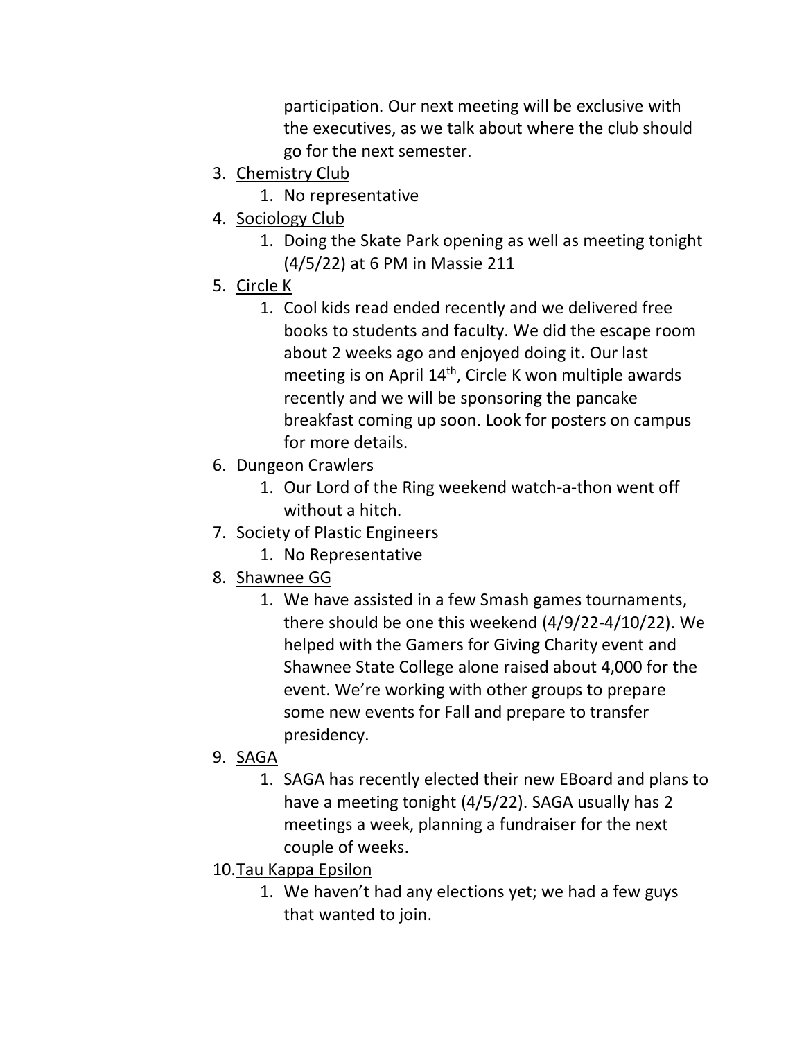participation. Our next meeting will be exclusive with the executives, as we talk about where the club should go for the next semester.

3. Chemistry Club
    1. No representative
4. Sociology Club
    1. Doing the Skate Park opening as well as meeting tonight (4/5/22) at 6 PM in Massie 211
5. Circle K
    1. Cool kids read ended recently and we delivered free books to students and faculty. We did the escape room about 2 weeks ago and enjoyed doing it. Our last meeting is on April 14th, Circle K won multiple awards recently and we will be sponsoring the pancake breakfast coming up soon. Look for posters on campus for more details.
6. Dungeon Crawlers
    1. Our Lord of the Ring weekend watch-a-thon went off without a hitch.
7. Society of Plastic Engineers
    1. No Representative
8. Shawnee GG
    1. We have assisted in a few Smash games tournaments, there should be one this weekend (4/9/22-4/10/22). We helped with the Gamers for Giving Charity event and Shawnee State College alone raised about 4,000 for the event. We're working with other groups to prepare some new events for Fall and prepare to transfer presidency.
9. SAGA
    1. SAGA has recently elected their new EBoard and plans to have a meeting tonight (4/5/22). SAGA usually has 2 meetings a week, planning a fundraiser for the next couple of weeks.
10. Tau Kappa Epsilon
    1. We haven't had any elections yet; we had a few guys that wanted to join.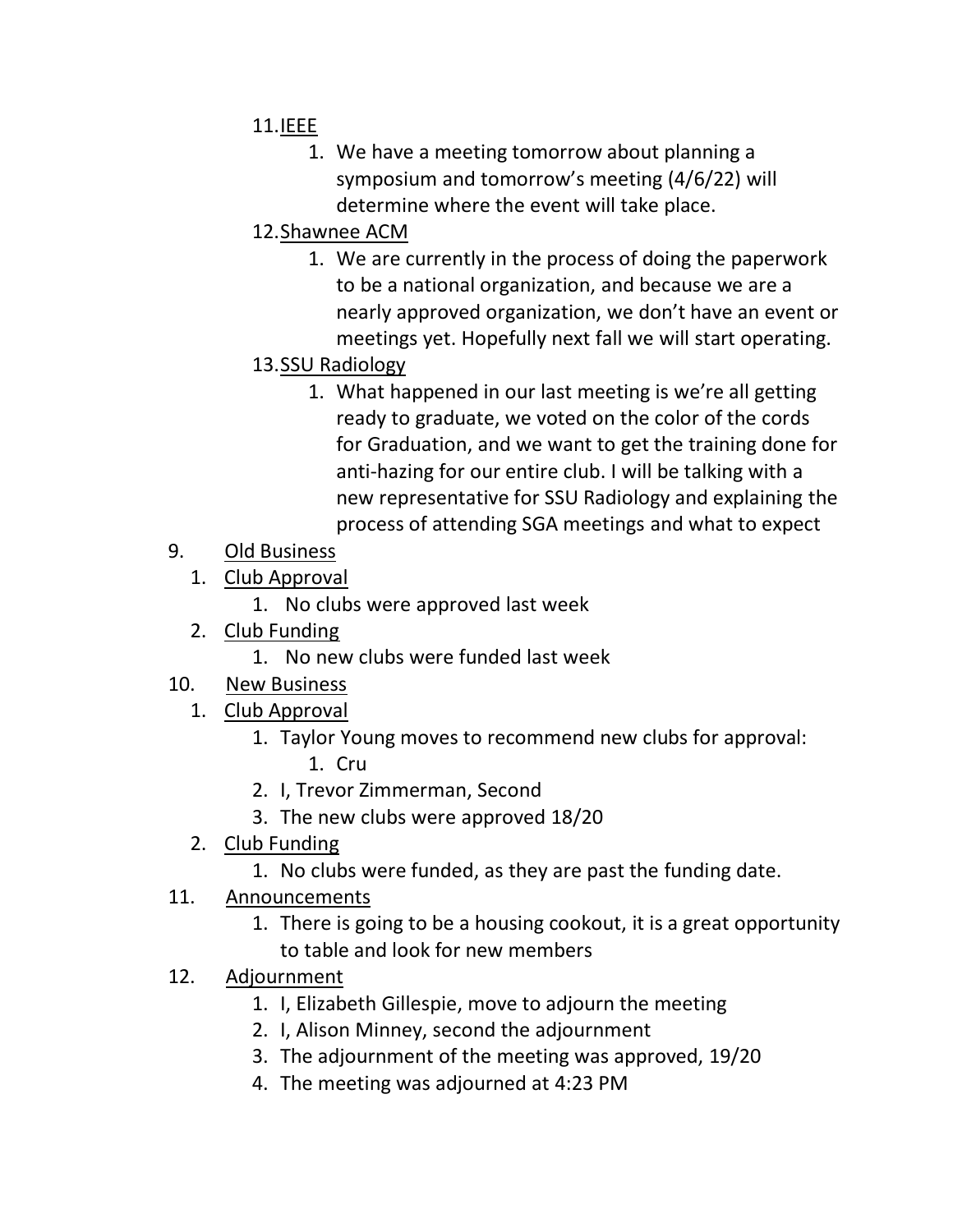11. <u>IEEE</u>
    1. We have a meeting tomorrow about planning a symposium and tomorrow's meeting (4/6/22) will determine where the event will take place.
12. <u>Shawnee ACM</u>
    1. We are currently in the process of doing the paperwork to be a national organization, and because we are a nearly approved organization, we don't have an event or meetings yet. Hopefully next fall we will start operating.
13. <u>SSU Radiology</u>
    1. What happened in our last meeting is we're all getting ready to graduate, we voted on the color of the cords for Graduation, and we want to get the training done for anti-hazing for our entire club. I will be talking with a new representative for SSU Radiology and explaining the process of attending SGA meetings and what to expect

9. <u>Old Business</u>
   1. <u>Club Approval</u>
      1. No clubs were approved last week
   2. <u>Club Funding</u>
      1. No new clubs were funded last week
10. <u>New Business</u>
    1. <u>Club Approval</u>
       1. Taylor Young moves to recommend new clubs for approval:
          1. Cru
       2. I, Trevor Zimmerman, Second
       3. The new clubs were approved 18/20
    2. <u>Club Funding</u>
       1. No clubs were funded, as they are past the funding date.
11. <u>Announcements</u>
    1. There is going to be a housing cookout, it is a great opportunity to table and look for new members
12. <u>Adjournment</u>
    1. I, Elizabeth Gillespie, move to adjourn the meeting
    2. I, Alison Minney, second the adjournment
    3. The adjournment of the meeting was approved, 19/20
    4. The meeting was adjourned at 4:23 PM